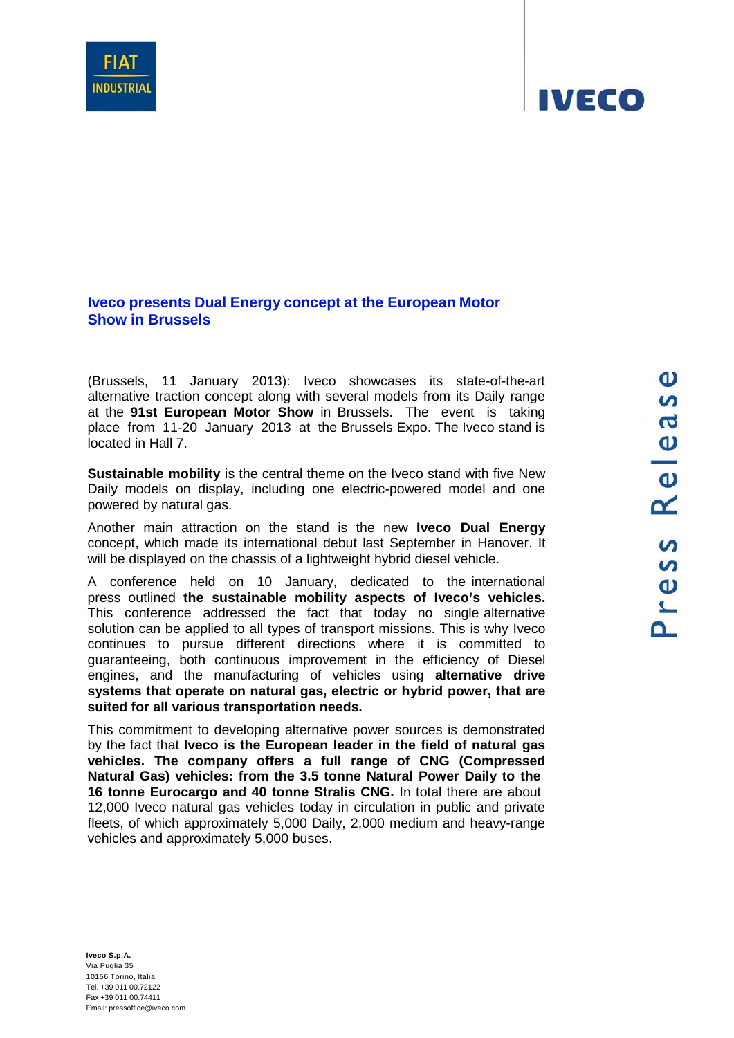FIAT INDUSTRIAL

IVECO

# Iveco presents Dual Energy concept at the European Motor Show in Brussels

(Brussels, 11 January 2013): Iveco showcases its state-of-the-art alternative traction concept along with several models from its Daily range at the **91st European Motor Show** in Brussels. The event is taking place from 11-20 January 2013 at the Brussels Expo. The Iveco stand is located in Hall 7.

**Sustainable mobility** is the central theme on the Iveco stand with five New Daily models on display, including one electric-powered model and one powered by natural gas.

Another main attraction on the stand is the new **Iveco Dual Energy** concept, which made its international debut last September in Hanover. It will be displayed on the chassis of a lightweight hybrid diesel vehicle.

A conference held on 10 January, dedicated to the international press outlined **the sustainable mobility aspects of Iveco's vehicles.** This conference addressed the fact that today no single alternative solution can be applied to all types of transport missions. This is why Iveco continues to pursue different directions where it is committed to guaranteeing, both continuous improvement in the efficiency of Diesel engines, and the manufacturing of vehicles using **alternative drive systems that operate on natural gas, electric or hybrid power, that are suited for all various transportation needs.**

This commitment to developing alternative power sources is demonstrated by the fact that **Iveco is the European leader in the field of natural gas vehicles. The company offers a full range of CNG (Compressed Natural Gas) vehicles: from the 3.5 tonne Natural Power Daily to the 16 tonne Eurocargo and 40 tonne Stralis CNG.** In total there are about 12,000 Iveco natural gas vehicles today in circulation in public and private fleets, of which approximately 5,000 Daily, 2,000 medium and heavy-range vehicles and approximately 5,000 buses.

**Iveco S.p.A.**
Via Puglia 35
10156 Torino, Italia
Tel. +39 011 00.72122
Fax +39 011 00.74411
Email: pressoffice@iveco.com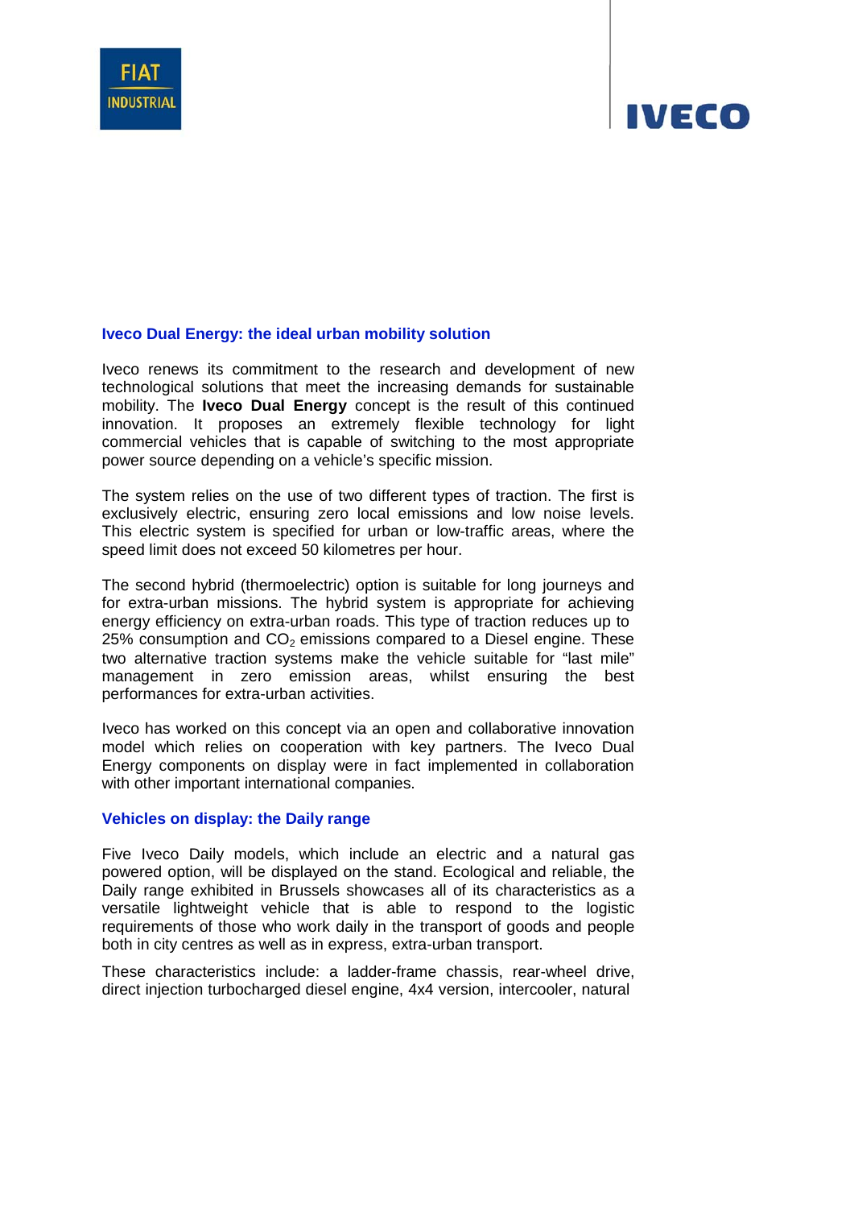## Iveco Dual Energy: the ideal urban mobility solution

Iveco renews its commitment to the research and development of new technological solutions that meet the increasing demands for sustainable mobility. The **Iveco Dual Energy** concept is the result of this continued innovation. It proposes an extremely flexible technology for light commercial vehicles that is capable of switching to the most appropriate power source depending on a vehicle's specific mission.

The system relies on the use of two different types of traction. The first is exclusively electric, ensuring zero local emissions and low noise levels. This electric system is specified for urban or low-traffic areas, where the speed limit does not exceed 50 kilometres per hour.

The second hybrid (thermoelectric) option is suitable for long journeys and for extra-urban missions. The hybrid system is appropriate for achieving energy efficiency on extra-urban roads. This type of traction reduces up to 25% consumption and $CO_2$ emissions compared to a Diesel engine. These two alternative traction systems make the vehicle suitable for "last mile" management in zero emission areas, whilst ensuring the best performances for extra-urban activities.

Iveco has worked on this concept via an open and collaborative innovation model which relies on cooperation with key partners. The Iveco Dual Energy components on display were in fact implemented in collaboration with other important international companies.

## Vehicles on display: the Daily range

Five Iveco Daily models, which include an electric and a natural gas powered option, will be displayed on the stand. Ecological and reliable, the Daily range exhibited in Brussels showcases all of its characteristics as a versatile lightweight vehicle that is able to respond to the logistic requirements of those who work daily in the transport of goods and people both in city centres as well as in express, extra-urban transport.

These characteristics include: a ladder-frame chassis, rear-wheel drive, direct injection turbocharged diesel engine, 4x4 version, intercooler, natural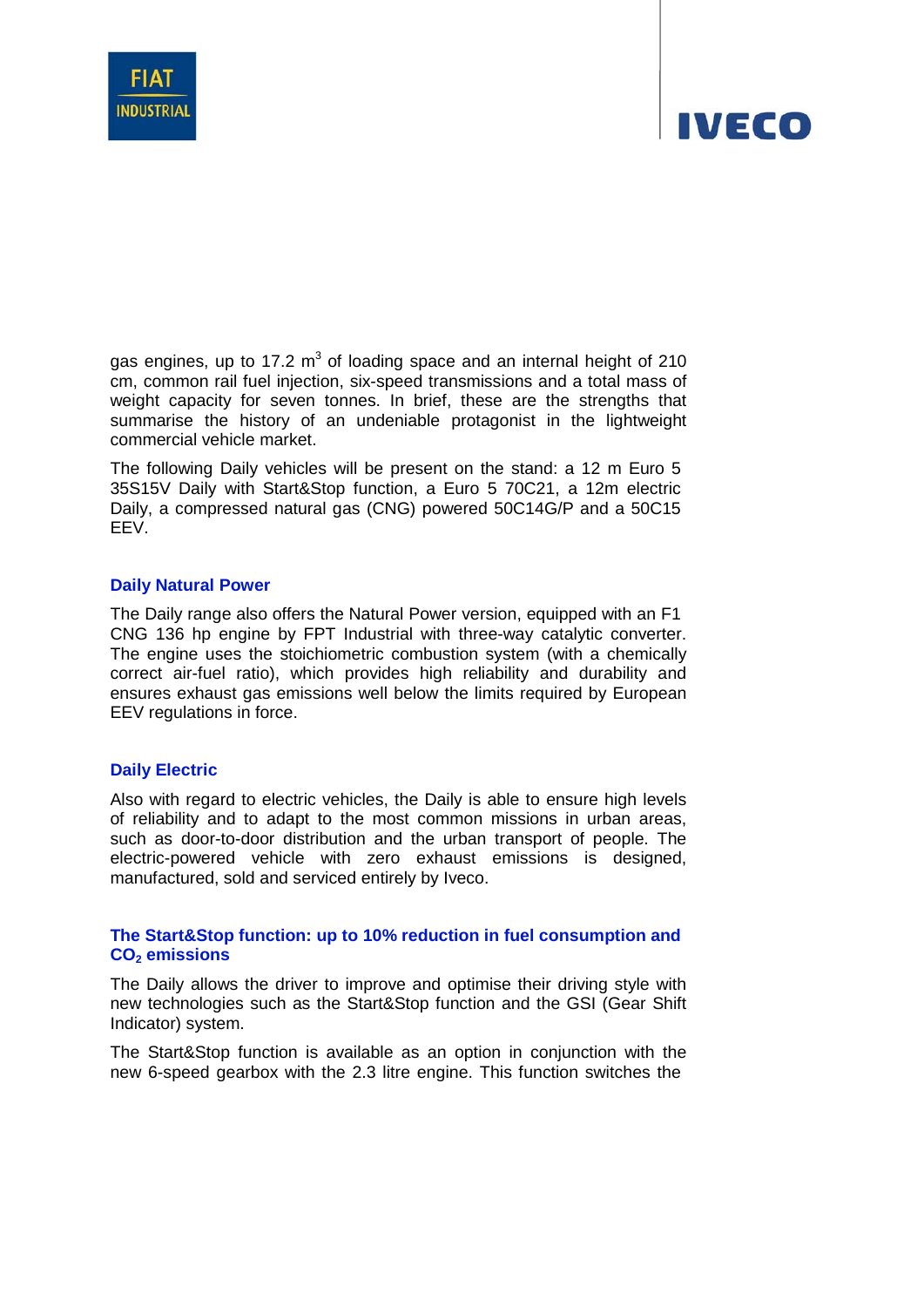gas engines, up to 17.2 $m^3$ of loading space and an internal height of 210 cm, common rail fuel injection, six-speed transmissions and a total mass of weight capacity for seven tonnes. In brief, these are the strengths that summarise the history of an undeniable protagonist in the lightweight commercial vehicle market.

The following Daily vehicles will be present on the stand: a 12 m Euro 5 35S15V Daily with Start&Stop function, a Euro 5 70C21, a 12m electric Daily, a compressed natural gas (CNG) powered 50C14G/P and a 50C15 EEV.

## Daily Natural Power

The Daily range also offers the Natural Power version, equipped with an F1 CNG 136 hp engine by FPT Industrial with three-way catalytic converter. The engine uses the stoichiometric combustion system (with a chemically correct air-fuel ratio), which provides high reliability and durability and ensures exhaust gas emissions well below the limits required by European EEV regulations in force.

## Daily Electric

Also with regard to electric vehicles, the Daily is able to ensure high levels of reliability and to adapt to the most common missions in urban areas, such as door-to-door distribution and the urban transport of people. The electric-powered vehicle with zero exhaust emissions is designed, manufactured, sold and serviced entirely by Iveco.

## The Start&Stop function: up to 10% reduction in fuel consumption and $CO_2$ emissions

The Daily allows the driver to improve and optimise their driving style with new technologies such as the Start&Stop function and the GSI (Gear Shift Indicator) system.

The Start&Stop function is available as an option in conjunction with the new 6-speed gearbox with the 2.3 litre engine. This function switches the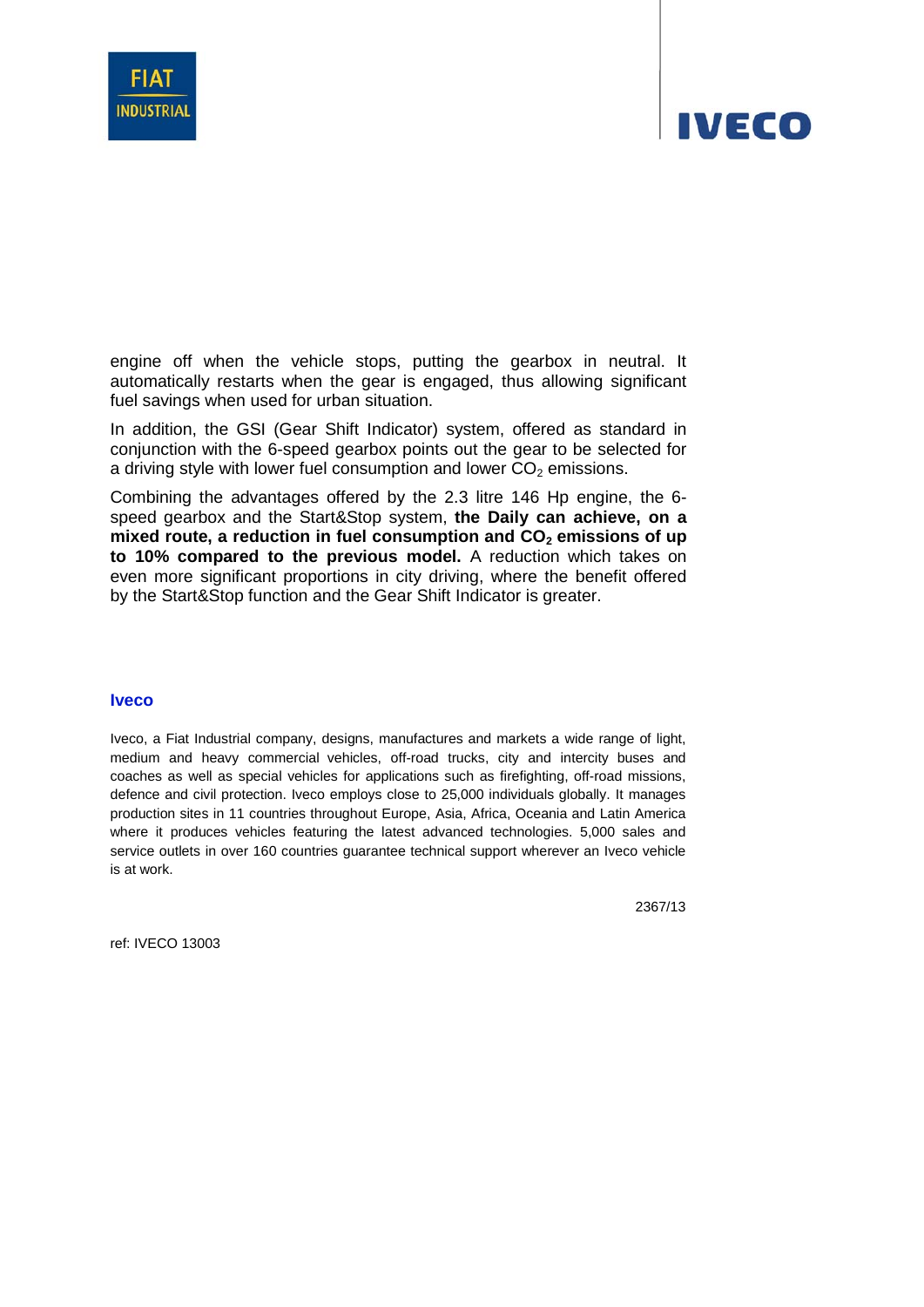engine off when the vehicle stops, putting the gearbox in neutral. It automatically restarts when the gear is engaged, thus allowing significant fuel savings when used for urban situation.

In addition, the GSI (Gear Shift Indicator) system, offered as standard in conjunction with the 6-speed gearbox points out the gear to be selected for a driving style with lower fuel consumption and lower $CO_2$ emissions.

Combining the advantages offered by the 2.3 litre 146 Hp engine, the 6-speed gearbox and the Start&Stop system, **the Daily can achieve, on a mixed route, a reduction in fuel consumption and $CO_2$ emissions of up to 10% compared to the previous model.** A reduction which takes on even more significant proportions in city driving, where the benefit offered by the Start&Stop function and the Gear Shift Indicator is greater.

### Iveco

Iveco, a Fiat Industrial company, designs, manufactures and markets a wide range of light, medium and heavy commercial vehicles, off-road trucks, city and intercity buses and coaches as well as special vehicles for applications such as firefighting, off-road missions, defence and civil protection. Iveco employs close to 25,000 individuals globally. It manages production sites in 11 countries throughout Europe, Asia, Africa, Oceania and Latin America where it produces vehicles featuring the latest advanced technologies. 5,000 sales and service outlets in over 160 countries guarantee technical support wherever an Iveco vehicle is at work.

2367/13

ref: IVECO 13003